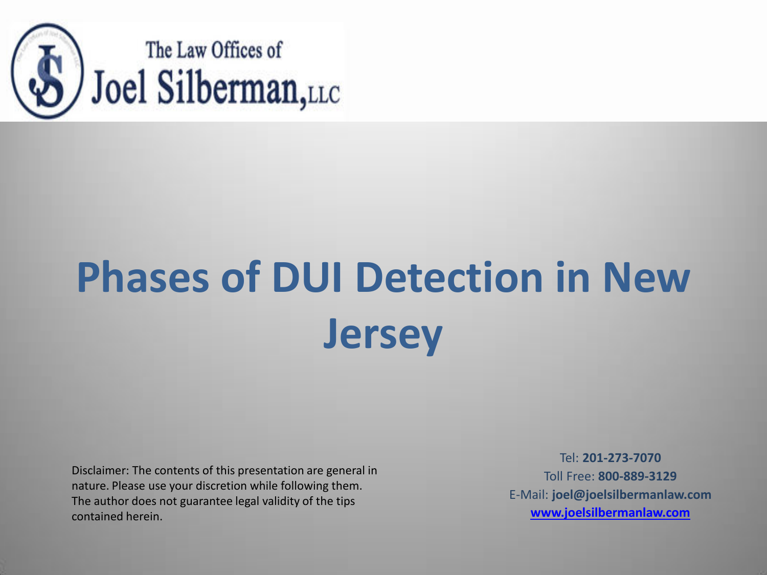The Law Offices of
Joel Silberman, LLC

# Phases of DUI Detection in New Jersey

Disclaimer: The contents of this presentation are general in nature. Please use your discretion while following them. The author does not guarantee legal validity of the tips contained herein.

Tel: **201-273-7070**
Toll Free: **800-889-3129**
E-Mail: **joel@joelsilbermanlaw.com**
**www.joelsilbermanlaw.com**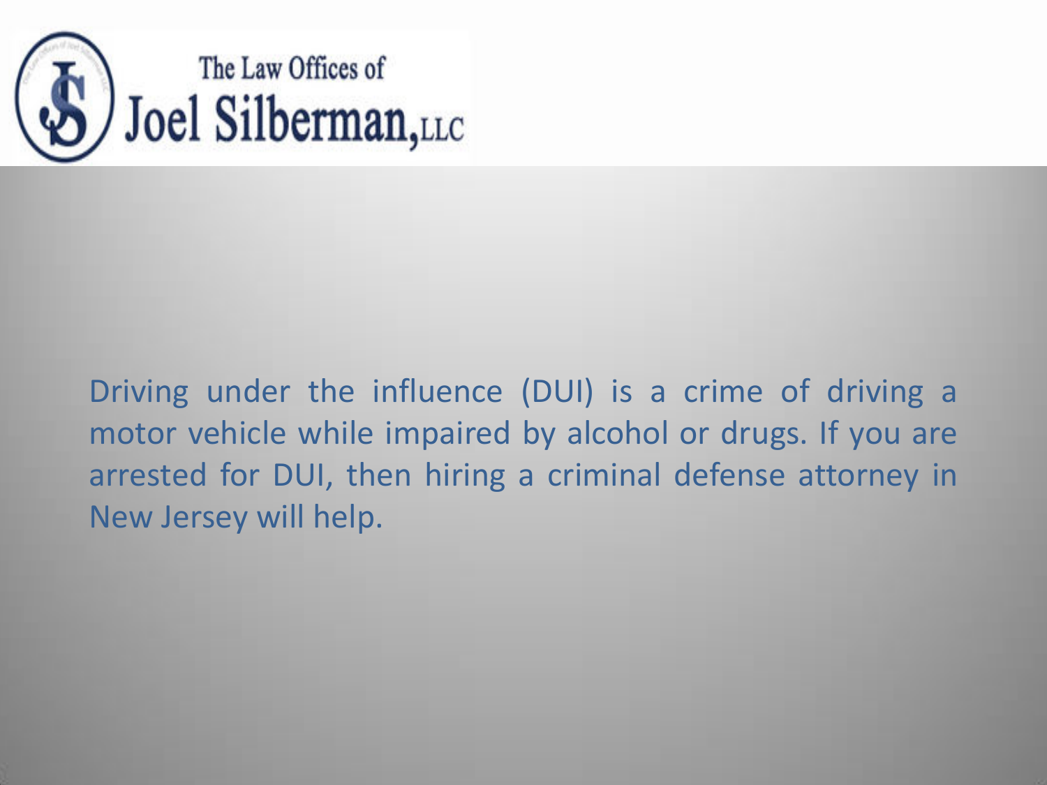The Law Offices of
Joel Silberman, LLC

Driving under the influence (DUI) is a crime of driving a motor vehicle while impaired by alcohol or drugs. If you are arrested for DUI, then hiring a criminal defense attorney in New Jersey will help.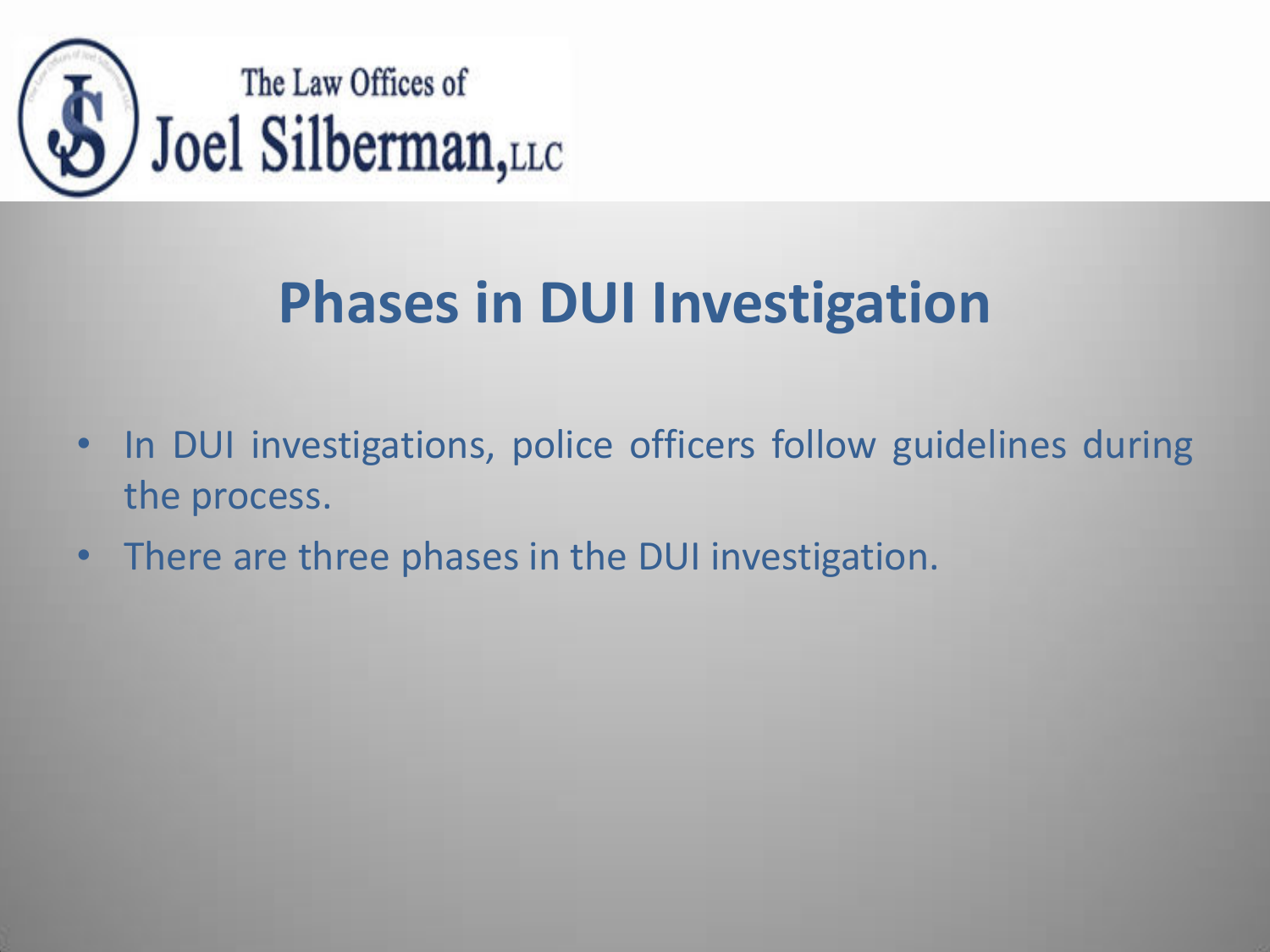The Law Offices of Joel Silberman, LLC

# Phases in DUI Investigation

- In DUI investigations, police officers follow guidelines during the process.
- There are three phases in the DUI investigation.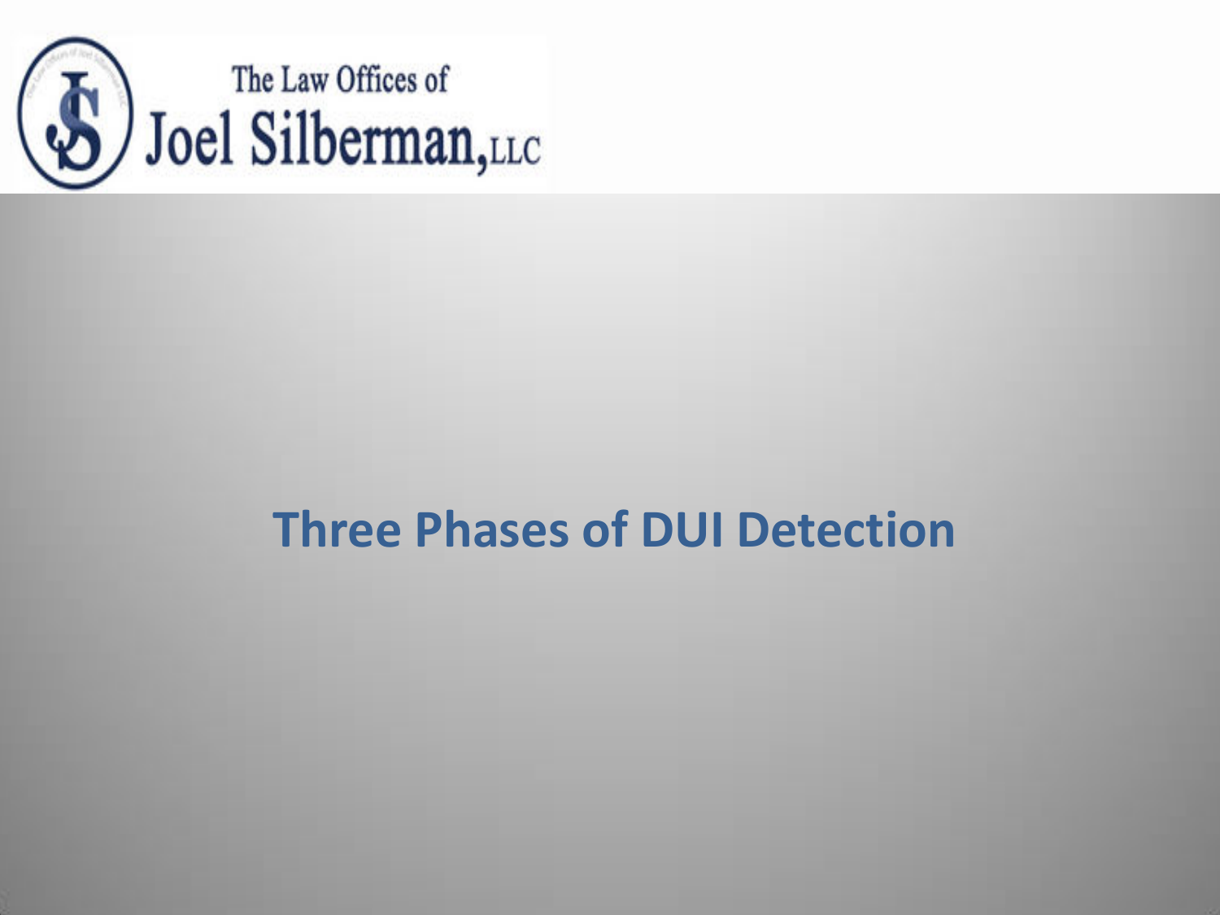The Law Offices of
Joel Silberman, LLC

# Three Phases of DUI Detection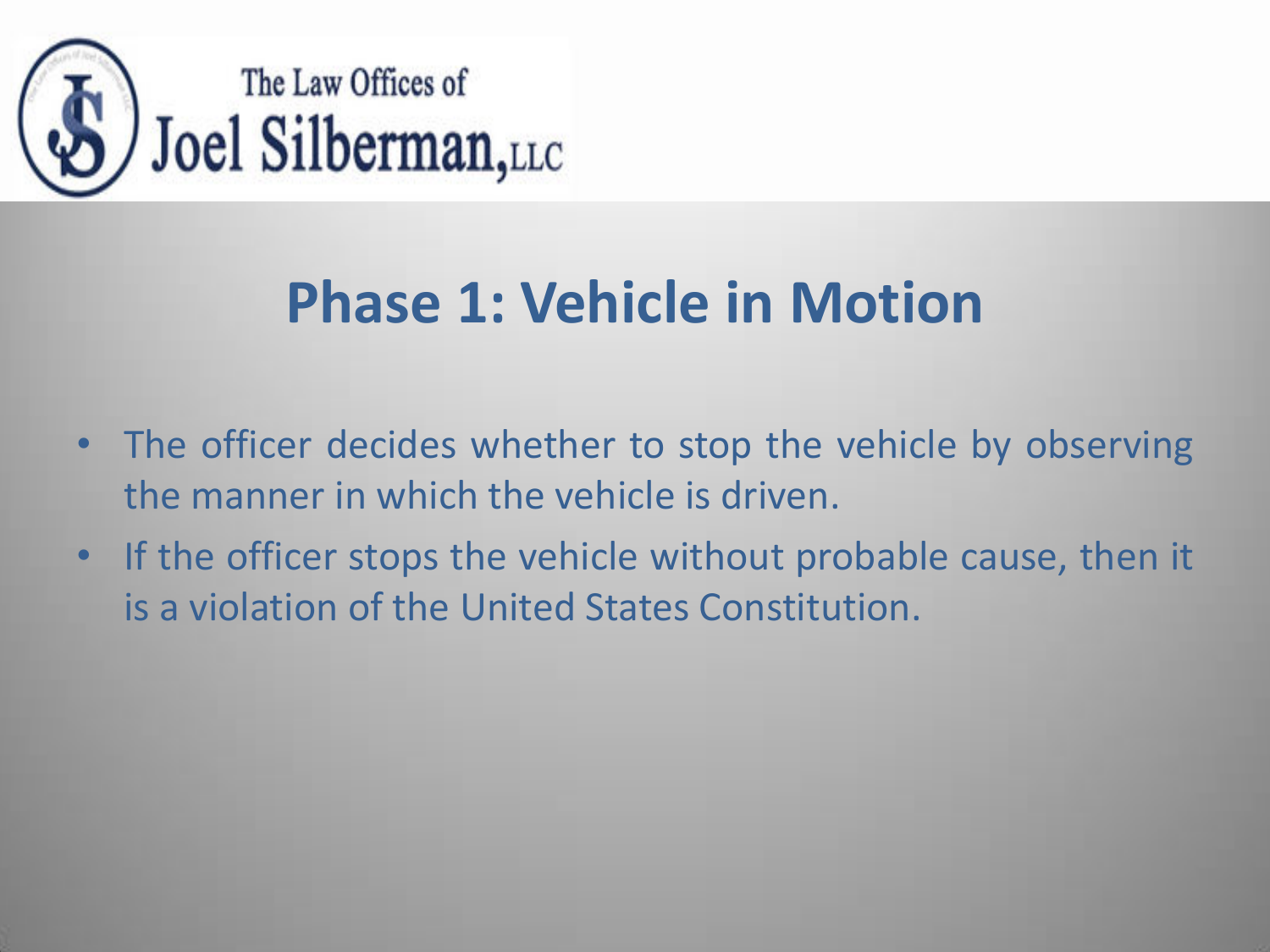The Law Offices of Joel Silberman, LLC

# Phase 1: Vehicle in Motion

- The officer decides whether to stop the vehicle by observing the manner in which the vehicle is driven.
- If the officer stops the vehicle without probable cause, then it is a violation of the United States Constitution.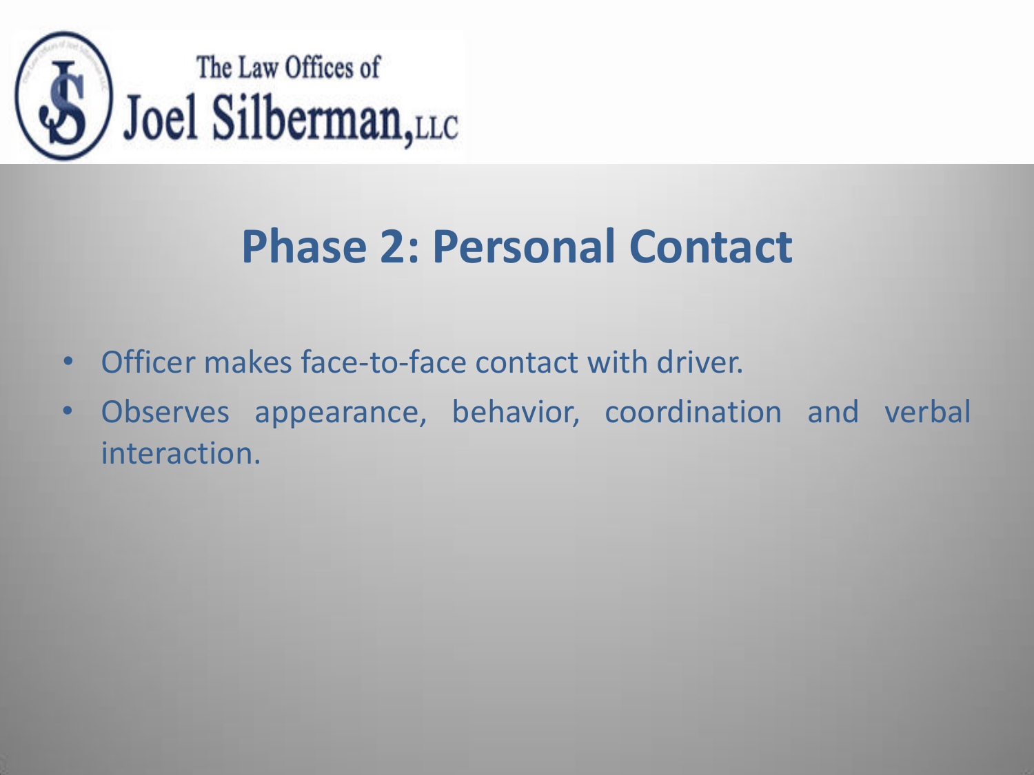# Phase 2: Personal Contact

- Officer makes face-to-face contact with driver.
- Observes appearance, behavior, coordination and verbal interaction.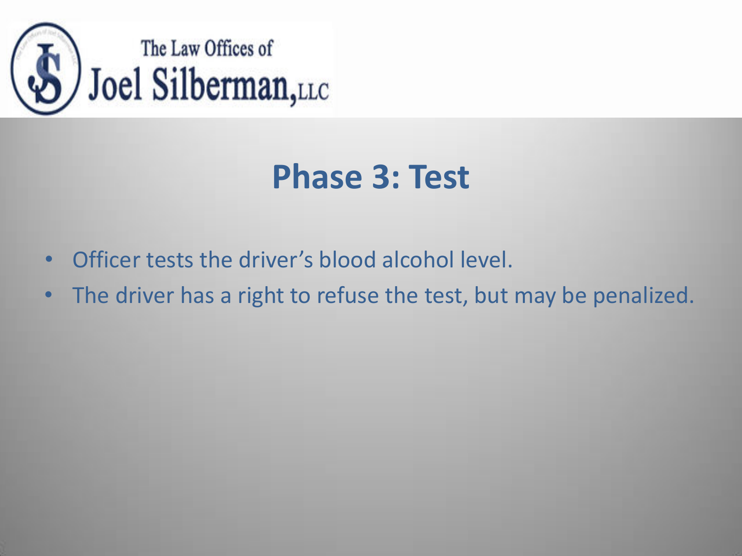The Law Offices of Joel Silberman, LLC

# Phase 3: Test

- Officer tests the driver's blood alcohol level.
- The driver has a right to refuse the test, but may be penalized.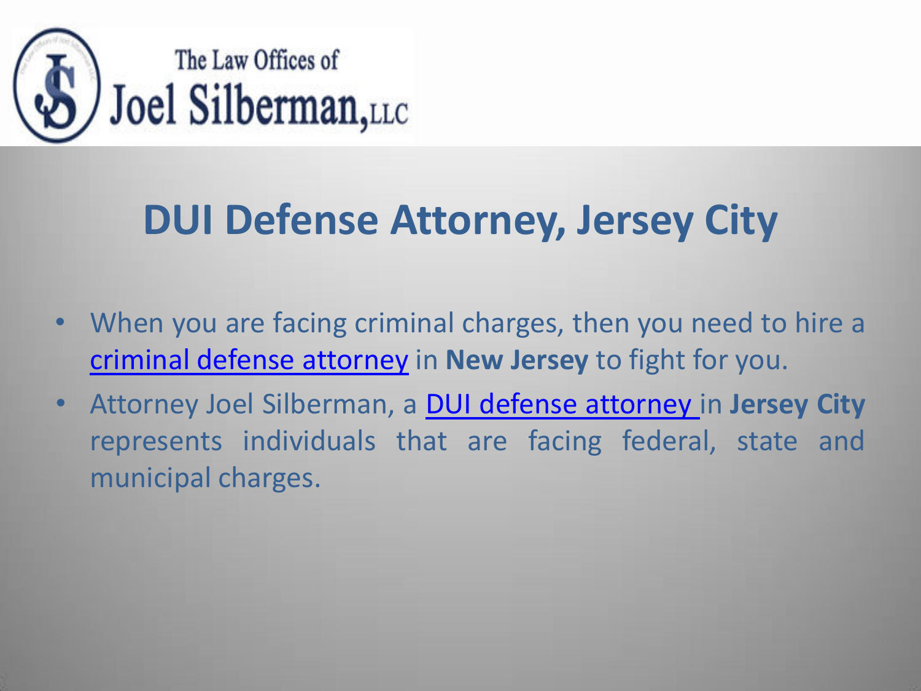The Law Offices of Joel Silberman, LLC

# DUI Defense Attorney, Jersey City

- When you are facing criminal charges, then you need to hire a criminal defense attorney in **New Jersey** to fight for you.
- Attorney Joel Silberman, a DUI defense attorney in **Jersey City** represents individuals that are facing federal, state and municipal charges.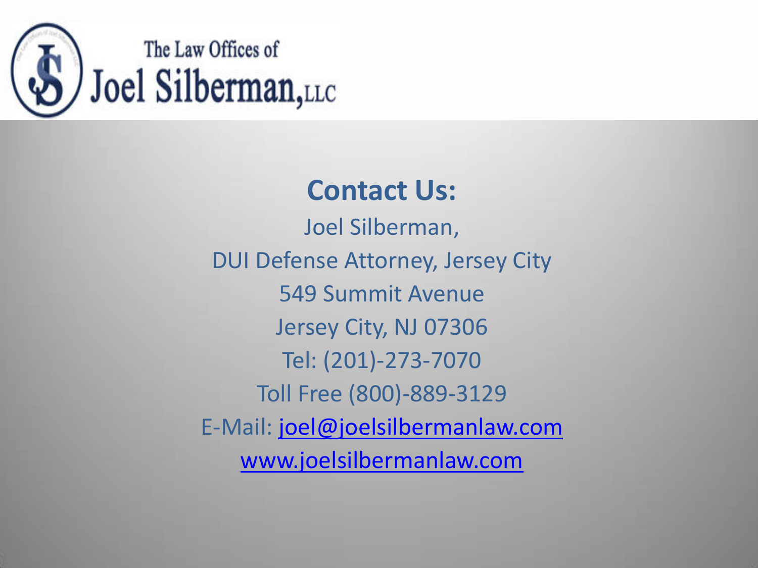The Law Offices of
Joel Silberman, LLC

## Contact Us:

Joel Silberman,

DUI Defense Attorney, Jersey City

549 Summit Avenue

Jersey City, NJ 07306

Tel: (201)-273-7070

Toll Free (800)-889-3129

E-Mail: joel@joelsilbermanlaw.com

www.joelsilbermanlaw.com